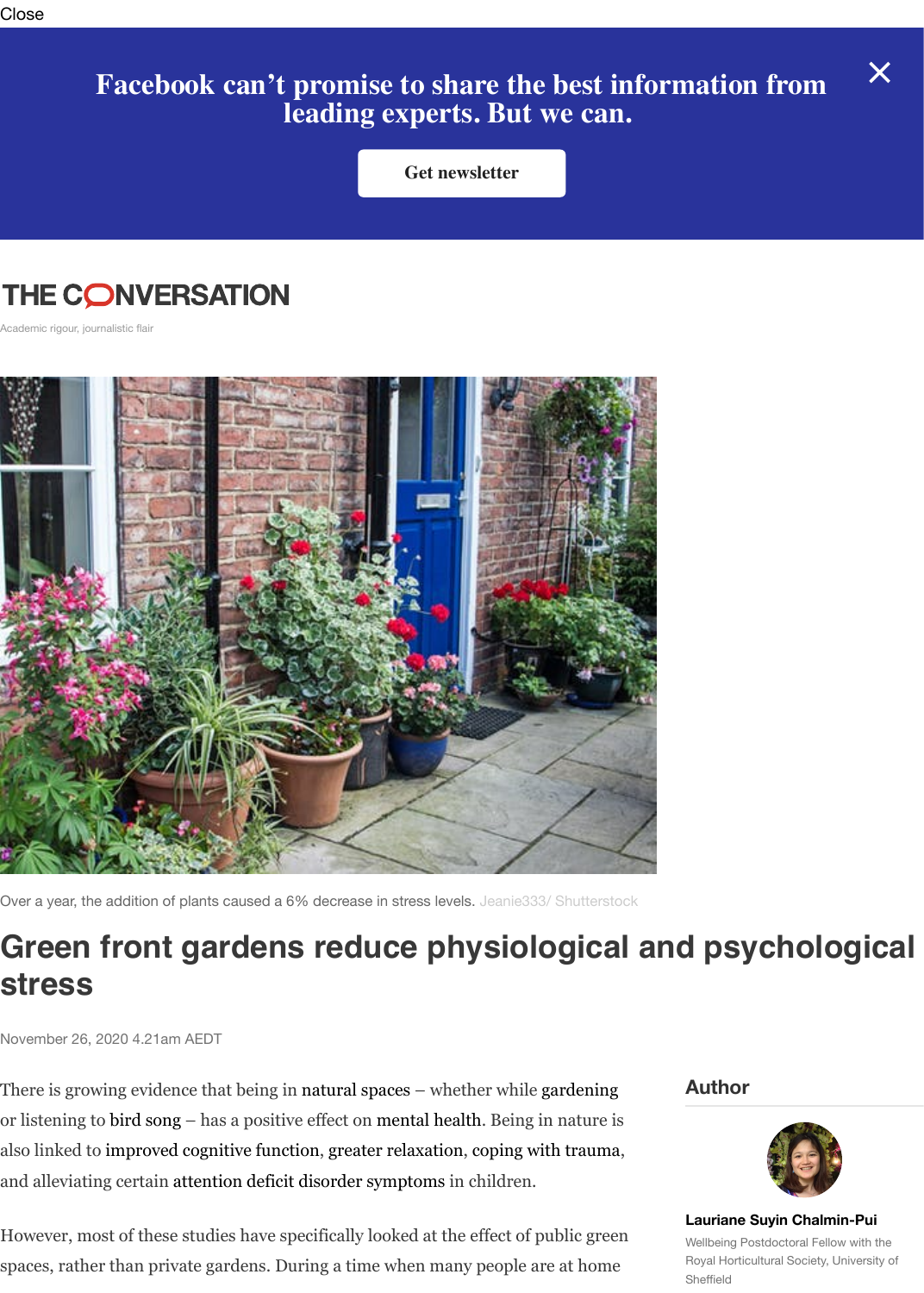# Green front gardens reduce physiological and psychological stress

Over a year, the addition of plants caused a 6% decrease in stress levels. Jeanie333/ Shutterstock

November 26, 2020 4.21am AEDT

**Author**

**Lauriane Suyin Chalmin-Pui**
Wellbeing Postdoctoral Fellow with the Royal Horticultural Society, University of Sheffield

There is growing evidence that being in natural spaces – whether while gardening or listening to bird song – has a positive effect on mental health. Being in nature is also linked to improved cognitive function, greater relaxation, coping with trauma, and alleviating certain attention deficit disorder symptoms in children.

However, most of these studies have specifically looked at the effect of public green spaces, rather than private gardens. During a time when many people are at home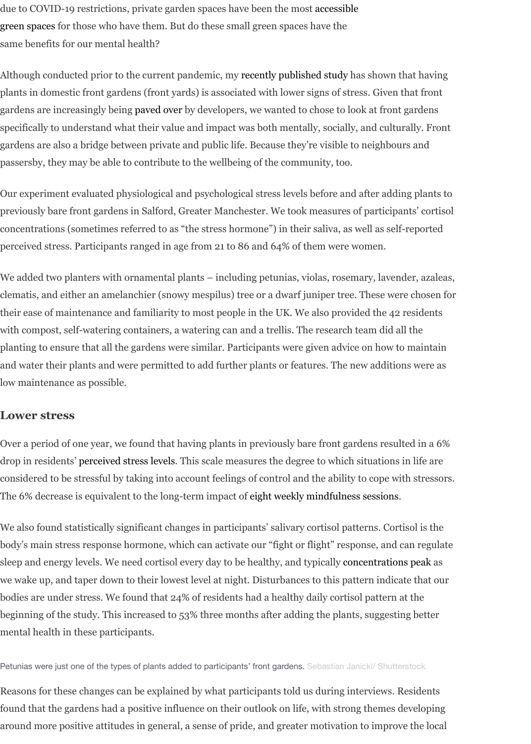due to COVID-19 restrictions, private garden spaces have been the most accessible green spaces for those who have them. But do these small green spaces have the same benefits for our mental health?

Although conducted prior to the current pandemic, my recently published study has shown that having plants in domestic front gardens (front yards) is associated with lower signs of stress. Given that front gardens are increasingly being paved over by developers, we wanted to chose to look at front gardens specifically to understand what their value and impact was both mentally, socially, and culturally. Front gardens are also a bridge between private and public life. Because they're visible to neighbours and passersby, they may be able to contribute to the wellbeing of the community, too.

Our experiment evaluated physiological and psychological stress levels before and after adding plants to previously bare front gardens in Salford, Greater Manchester. We took measures of participants' cortisol concentrations (sometimes referred to as "the stress hormone") in their saliva, as well as self-reported perceived stress. Participants ranged in age from 21 to 86 and 64% of them were women.

We added two planters with ornamental plants – including petunias, violas, rosemary, lavender, azaleas, clematis, and either an amelanchier (snowy mespilus) tree or a dwarf juniper tree. These were chosen for their ease of maintenance and familiarity to most people in the UK. We also provided the 42 residents with compost, self-watering containers, a watering can and a trellis. The research team did all the planting to ensure that all the gardens were similar. Participants were given advice on how to maintain and water their plants and were permitted to add further plants or features. The new additions were as low maintenance as possible.

## Lower stress

Over a period of one year, we found that having plants in previously bare front gardens resulted in a 6% drop in residents' perceived stress levels. This scale measures the degree to which situations in life are considered to be stressful by taking into account feelings of control and the ability to cope with stressors. The 6% decrease is equivalent to the long-term impact of eight weekly mindfulness sessions.

We also found statistically significant changes in participants' salivary cortisol patterns. Cortisol is the body's main stress response hormone, which can activate our "fight or flight" response, and can regulate sleep and energy levels. We need cortisol every day to be healthy, and typically concentrations peak as we wake up, and taper down to their lowest level at night. Disturbances to this pattern indicate that our bodies are under stress. We found that 24% of residents had a healthy daily cortisol pattern at the beginning of the study. This increased to 53% three months after adding the plants, suggesting better mental health in these participants.

Petunias were just one of the types of plants added to participants' front gardens. Sebastian Janicki/ Shutterstock

Reasons for these changes can be explained by what participants told us during interviews. Residents found that the gardens had a positive influence on their outlook on life, with strong themes developing around more positive attitudes in general, a sense of pride, and greater motivation to improve the local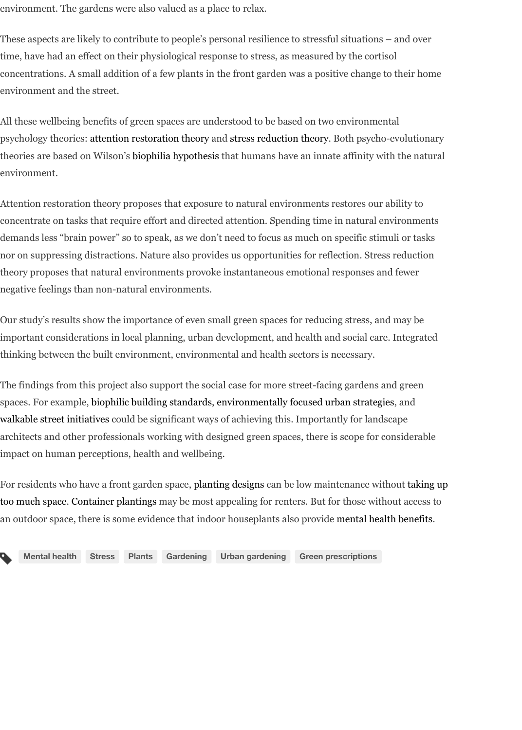environment. The gardens were also valued as a place to relax.

These aspects are likely to contribute to people's personal resilience to stressful situations – and over time, have had an effect on their physiological response to stress, as measured by the cortisol concentrations. A small addition of a few plants in the front garden was a positive change to their home environment and the street.

All these wellbeing benefits of green spaces are understood to be based on two environmental psychology theories: attention restoration theory and stress reduction theory. Both psycho-evolutionary theories are based on Wilson's biophilia hypothesis that humans have an innate affinity with the natural environment.

Attention restoration theory proposes that exposure to natural environments restores our ability to concentrate on tasks that require effort and directed attention. Spending time in natural environments demands less "brain power" so to speak, as we don't need to focus as much on specific stimuli or tasks nor on suppressing distractions. Nature also provides us opportunities for reflection. Stress reduction theory proposes that natural environments provoke instantaneous emotional responses and fewer negative feelings than non-natural environments.

Our study's results show the importance of even small green spaces for reducing stress, and may be important considerations in local planning, urban development, and health and social care. Integrated thinking between the built environment, environmental and health sectors is necessary.

The findings from this project also support the social case for more street-facing gardens and green spaces. For example, biophilic building standards, environmentally focused urban strategies, and walkable street initiatives could be significant ways of achieving this. Importantly for landscape architects and other professionals working with designed green spaces, there is scope for considerable impact on human perceptions, health and wellbeing.

For residents who have a front garden space, planting designs can be low maintenance without taking up too much space. Container plantings may be most appealing for renters. But for those without access to an outdoor space, there is some evidence that indoor houseplants also provide mental health benefits.

Mental health | Stress | Plants | Gardening | Urban gardening | Green prescriptions